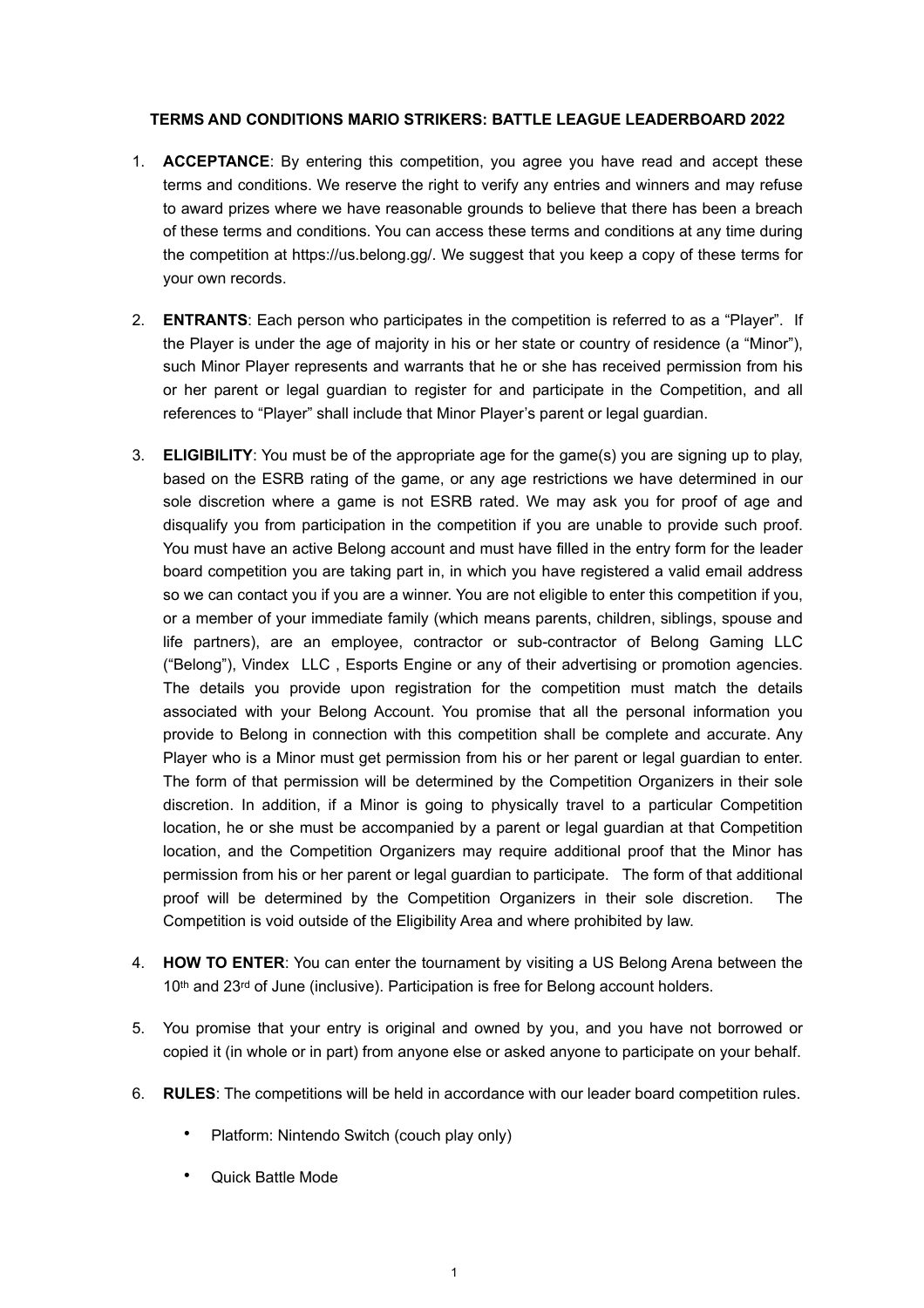**TERMS AND CONDITIONS MARIO STRIKERS: BATTLE LEAGUE LEADERBOARD 2022**

1. **ACCEPTANCE**: By entering this competition, you agree you have read and accept these terms and conditions. We reserve the right to verify any entries and winners and may refuse to award prizes where we have reasonable grounds to believe that there has been a breach of these terms and conditions. You can access these terms and conditions at any time during the competition at https://us.belong.gg/. We suggest that you keep a copy of these terms for your own records.

2. **ENTRANTS**: Each person who participates in the competition is referred to as a "Player". If the Player is under the age of majority in his or her state or country of residence (a "Minor"), such Minor Player represents and warrants that he or she has received permission from his or her parent or legal guardian to register for and participate in the Competition, and all references to "Player" shall include that Minor Player's parent or legal guardian.

3. **ELIGIBILITY**: You must be of the appropriate age for the game(s) you are signing up to play, based on the ESRB rating of the game, or any age restrictions we have determined in our sole discretion where a game is not ESRB rated. We may ask you for proof of age and disqualify you from participation in the competition if you are unable to provide such proof. You must have an active Belong account and must have filled in the entry form for the leader board competition you are taking part in, in which you have registered a valid email address so we can contact you if you are a winner. You are not eligible to enter this competition if you, or a member of your immediate family (which means parents, children, siblings, spouse and life partners), are an employee, contractor or sub-contractor of Belong Gaming LLC ("Belong"), Vindex LLC , Esports Engine or any of their advertising or promotion agencies. The details you provide upon registration for the competition must match the details associated with your Belong Account. You promise that all the personal information you provide to Belong in connection with this competition shall be complete and accurate. Any Player who is a Minor must get permission from his or her parent or legal guardian to enter. The form of that permission will be determined by the Competition Organizers in their sole discretion. In addition, if a Minor is going to physically travel to a particular Competition location, he or she must be accompanied by a parent or legal guardian at that Competition location, and the Competition Organizers may require additional proof that the Minor has permission from his or her parent or legal guardian to participate. The form of that additional proof will be determined by the Competition Organizers in their sole discretion. The Competition is void outside of the Eligibility Area and where prohibited by law.

4. **HOW TO ENTER**: You can enter the tournament by visiting a US Belong Arena between the 10th and 23rd of June (inclusive). Participation is free for Belong account holders.

5. You promise that your entry is original and owned by you, and you have not borrowed or copied it (in whole or in part) from anyone else or asked anyone to participate on your behalf.

6. **RULES**: The competitions will be held in accordance with our leader board competition rules.

    - Platform: Nintendo Switch (couch play only)
    - Quick Battle Mode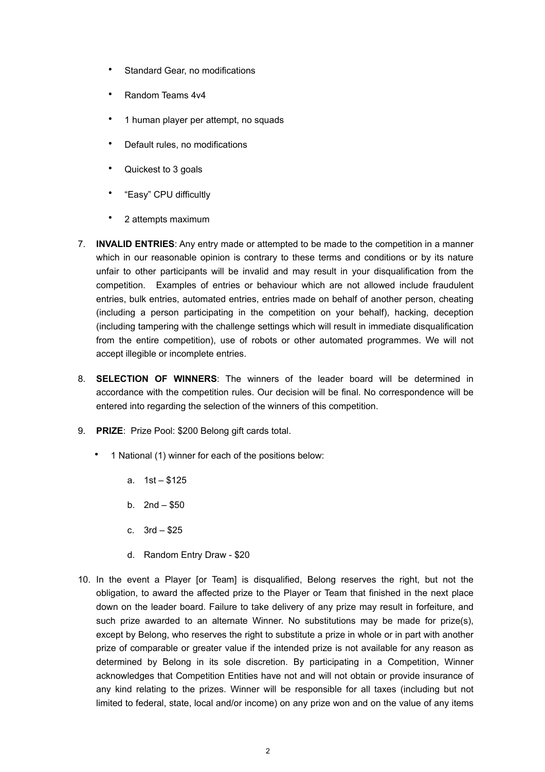- Standard Gear, no modifications
- Random Teams 4v4
- 1 human player per attempt, no squads
- Default rules, no modifications
- Quickest to 3 goals
- "Easy" CPU difficultly
- 2 attempts maximum

7. **INVALID ENTRIES**: Any entry made or attempted to be made to the competition in a manner which in our reasonable opinion is contrary to these terms and conditions or by its nature unfair to other participants will be invalid and may result in your disqualification from the competition. Examples of entries or behaviour which are not allowed include fraudulent entries, bulk entries, automated entries, entries made on behalf of another person, cheating (including a person participating in the competition on your behalf), hacking, deception (including tampering with the challenge settings which will result in immediate disqualification from the entire competition), use of robots or other automated programmes. We will not accept illegible or incomplete entries.

8. **SELECTION OF WINNERS**: The winners of the leader board will be determined in accordance with the competition rules. Our decision will be final. No correspondence will be entered into regarding the selection of the winners of this competition.

9. **PRIZE**: Prize Pool: $200 Belong gift cards total.

   - 1 National (1) winner for each of the positions below:

     a. 1st – $125

     b. 2nd – $50

     c. 3rd – $25

     d. Random Entry Draw - $20

10. In the event a Player [or Team] is disqualified, Belong reserves the right, but not the obligation, to award the affected prize to the Player or Team that finished in the next place down on the leader board. Failure to take delivery of any prize may result in forfeiture, and such prize awarded to an alternate Winner. No substitutions may be made for prize(s), except by Belong, who reserves the right to substitute a prize in whole or in part with another prize of comparable or greater value if the intended prize is not available for any reason as determined by Belong in its sole discretion. By participating in a Competition, Winner acknowledges that Competition Entities have not and will not obtain or provide insurance of any kind relating to the prizes. Winner will be responsible for all taxes (including but not limited to federal, state, local and/or income) on any prize won and on the value of any items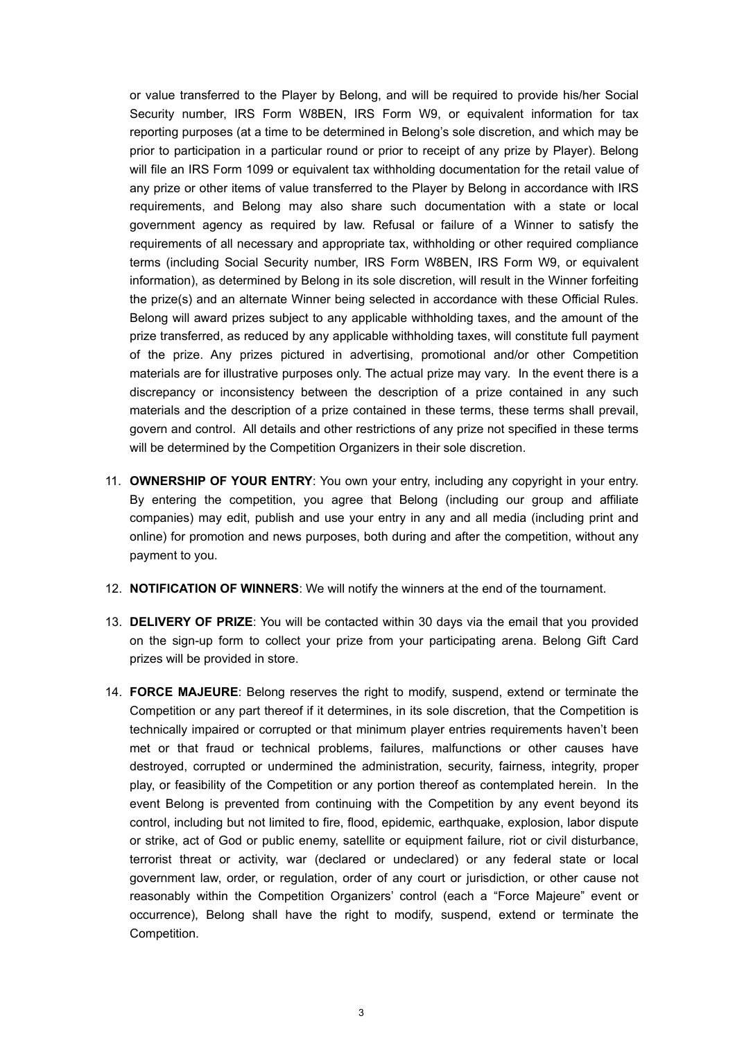or value transferred to the Player by Belong, and will be required to provide his/her Social Security number, IRS Form W8BEN, IRS Form W9, or equivalent information for tax reporting purposes (at a time to be determined in Belong's sole discretion, and which may be prior to participation in a particular round or prior to receipt of any prize by Player). Belong will file an IRS Form 1099 or equivalent tax withholding documentation for the retail value of any prize or other items of value transferred to the Player by Belong in accordance with IRS requirements, and Belong may also share such documentation with a state or local government agency as required by law. Refusal or failure of a Winner to satisfy the requirements of all necessary and appropriate tax, withholding or other required compliance terms (including Social Security number, IRS Form W8BEN, IRS Form W9, or equivalent information), as determined by Belong in its sole discretion, will result in the Winner forfeiting the prize(s) and an alternate Winner being selected in accordance with these Official Rules. Belong will award prizes subject to any applicable withholding taxes, and the amount of the prize transferred, as reduced by any applicable withholding taxes, will constitute full payment of the prize. Any prizes pictured in advertising, promotional and/or other Competition materials are for illustrative purposes only. The actual prize may vary. In the event there is a discrepancy or inconsistency between the description of a prize contained in any such materials and the description of a prize contained in these terms, these terms shall prevail, govern and control. All details and other restrictions of any prize not specified in these terms will be determined by the Competition Organizers in their sole discretion.

11. **OWNERSHIP OF YOUR ENTRY**: You own your entry, including any copyright in your entry. By entering the competition, you agree that Belong (including our group and affiliate companies) may edit, publish and use your entry in any and all media (including print and online) for promotion and news purposes, both during and after the competition, without any payment to you.

12. **NOTIFICATION OF WINNERS**: We will notify the winners at the end of the tournament.

13. **DELIVERY OF PRIZE**: You will be contacted within 30 days via the email that you provided on the sign-up form to collect your prize from your participating arena. Belong Gift Card prizes will be provided in store.

14. **FORCE MAJEURE**: Belong reserves the right to modify, suspend, extend or terminate the Competition or any part thereof if it determines, in its sole discretion, that the Competition is technically impaired or corrupted or that minimum player entries requirements haven't been met or that fraud or technical problems, failures, malfunctions or other causes have destroyed, corrupted or undermined the administration, security, fairness, integrity, proper play, or feasibility of the Competition or any portion thereof as contemplated herein. In the event Belong is prevented from continuing with the Competition by any event beyond its control, including but not limited to fire, flood, epidemic, earthquake, explosion, labor dispute or strike, act of God or public enemy, satellite or equipment failure, riot or civil disturbance, terrorist threat or activity, war (declared or undeclared) or any federal state or local government law, order, or regulation, order of any court or jurisdiction, or other cause not reasonably within the Competition Organizers' control (each a "Force Majeure" event or occurrence), Belong shall have the right to modify, suspend, extend or terminate the Competition.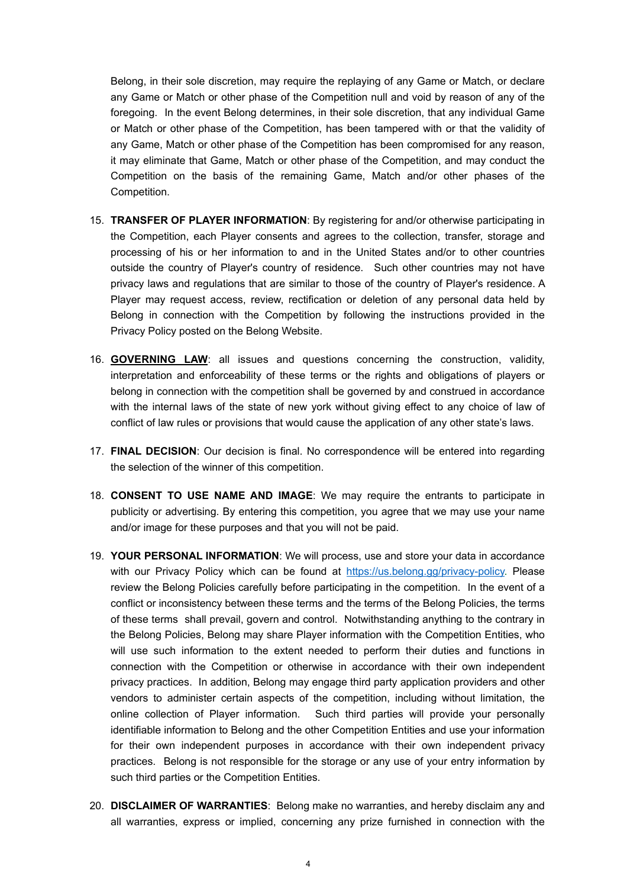Belong, in their sole discretion, may require the replaying of any Game or Match, or declare any Game or Match or other phase of the Competition null and void by reason of any of the foregoing. In the event Belong determines, in their sole discretion, that any individual Game or Match or other phase of the Competition, has been tampered with or that the validity of any Game, Match or other phase of the Competition has been compromised for any reason, it may eliminate that Game, Match or other phase of the Competition, and may conduct the Competition on the basis of the remaining Game, Match and/or other phases of the Competition.

15. **TRANSFER OF PLAYER INFORMATION**: By registering for and/or otherwise participating in the Competition, each Player consents and agrees to the collection, transfer, storage and processing of his or her information to and in the United States and/or to other countries outside the country of Player's country of residence. Such other countries may not have privacy laws and regulations that are similar to those of the country of Player's residence. A Player may request access, review, rectification or deletion of any personal data held by Belong in connection with the Competition by following the instructions provided in the Privacy Policy posted on the Belong Website.

16. <u>**GOVERNING LAW**</u>: all issues and questions concerning the construction, validity, interpretation and enforceability of these terms or the rights and obligations of players or belong in connection with the competition shall be governed by and construed in accordance with the internal laws of the state of new york without giving effect to any choice of law of conflict of law rules or provisions that would cause the application of any other state's laws.

17. **FINAL DECISION**: Our decision is final. No correspondence will be entered into regarding the selection of the winner of this competition.

18. **CONSENT TO USE NAME AND IMAGE**: We may require the entrants to participate in publicity or advertising. By entering this competition, you agree that we may use your name and/or image for these purposes and that you will not be paid.

19. **YOUR PERSONAL INFORMATION**: We will process, use and store your data in accordance with our Privacy Policy which can be found at [https://us.belong.gg/privacy-policy](https://us.belong.gg/privacy-policy). Please review the Belong Policies carefully before participating in the competition. In the event of a conflict or inconsistency between these terms and the terms of the Belong Policies, the terms of these terms shall prevail, govern and control. Notwithstanding anything to the contrary in the Belong Policies, Belong may share Player information with the Competition Entities, who will use such information to the extent needed to perform their duties and functions in connection with the Competition or otherwise in accordance with their own independent privacy practices. In addition, Belong may engage third party application providers and other vendors to administer certain aspects of the competition, including without limitation, the online collection of Player information. Such third parties will provide your personally identifiable information to Belong and the other Competition Entities and use your information for their own independent purposes in accordance with their own independent privacy practices. Belong is not responsible for the storage or any use of your entry information by such third parties or the Competition Entities.

20. **DISCLAIMER OF WARRANTIES**: Belong make no warranties, and hereby disclaim any and all warranties, express or implied, concerning any prize furnished in connection with the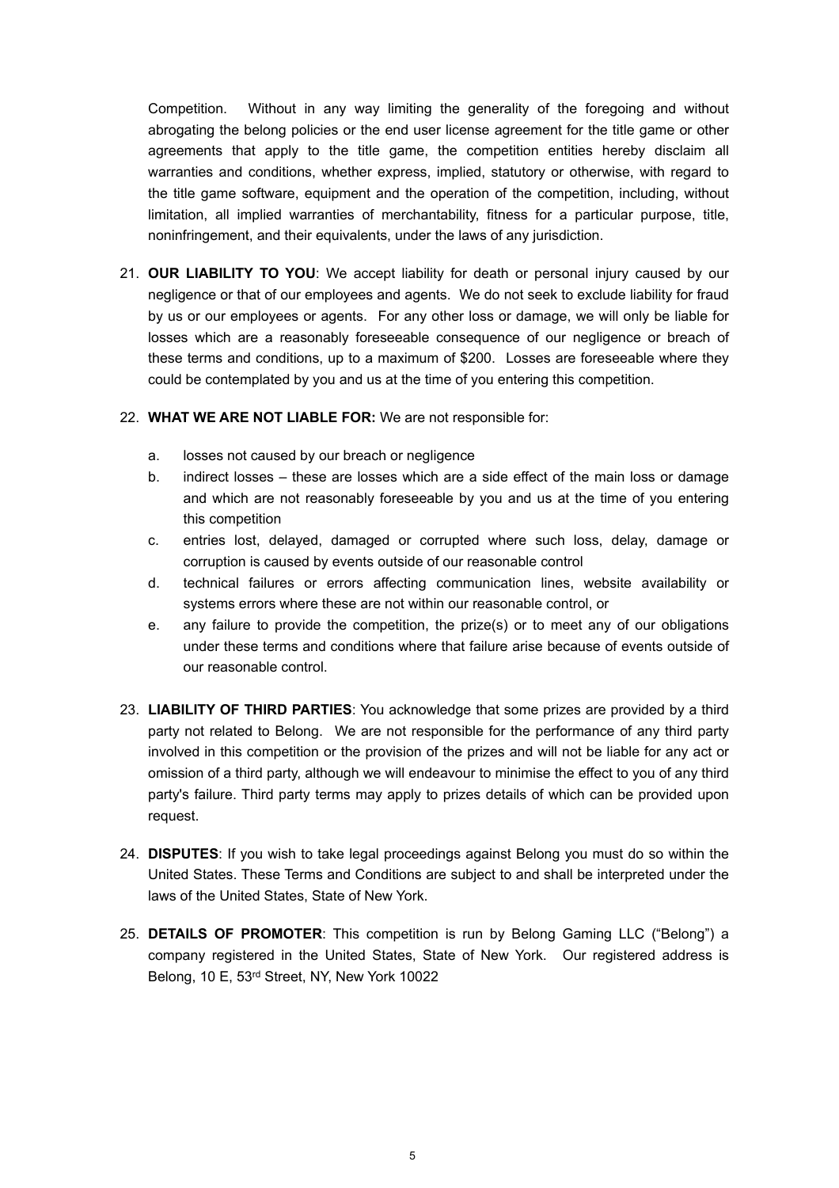Competition. Without in any way limiting the generality of the foregoing and without abrogating the belong policies or the end user license agreement for the title game or other agreements that apply to the title game, the competition entities hereby disclaim all warranties and conditions, whether express, implied, statutory or otherwise, with regard to the title game software, equipment and the operation of the competition, including, without limitation, all implied warranties of merchantability, fitness for a particular purpose, title, noninfringement, and their equivalents, under the laws of any jurisdiction.

21. **OUR LIABILITY TO YOU**: We accept liability for death or personal injury caused by our negligence or that of our employees and agents. We do not seek to exclude liability for fraud by us or our employees or agents. For any other loss or damage, we will only be liable for losses which are a reasonably foreseeable consequence of our negligence or breach of these terms and conditions, up to a maximum of $200. Losses are foreseeable where they could be contemplated by you and us at the time of you entering this competition.

22. **WHAT WE ARE NOT LIABLE FOR:** We are not responsible for:

    a. losses not caused by our breach or negligence
    b. indirect losses – these are losses which are a side effect of the main loss or damage and which are not reasonably foreseeable by you and us at the time of you entering this competition
    c. entries lost, delayed, damaged or corrupted where such loss, delay, damage or corruption is caused by events outside of our reasonable control
    d. technical failures or errors affecting communication lines, website availability or systems errors where these are not within our reasonable control, or
    e. any failure to provide the competition, the prize(s) or to meet any of our obligations under these terms and conditions where that failure arise because of events outside of our reasonable control.

23. **LIABILITY OF THIRD PARTIES**: You acknowledge that some prizes are provided by a third party not related to Belong. We are not responsible for the performance of any third party involved in this competition or the provision of the prizes and will not be liable for any act or omission of a third party, although we will endeavour to minimise the effect to you of any third party's failure. Third party terms may apply to prizes details of which can be provided upon request.

24. **DISPUTES**: If you wish to take legal proceedings against Belong you must do so within the United States. These Terms and Conditions are subject to and shall be interpreted under the laws of the United States, State of New York.

25. **DETAILS OF PROMOTER**: This competition is run by Belong Gaming LLC ("Belong") a company registered in the United States, State of New York. Our registered address is Belong, 10 E, 53rd Street, NY, New York 10022